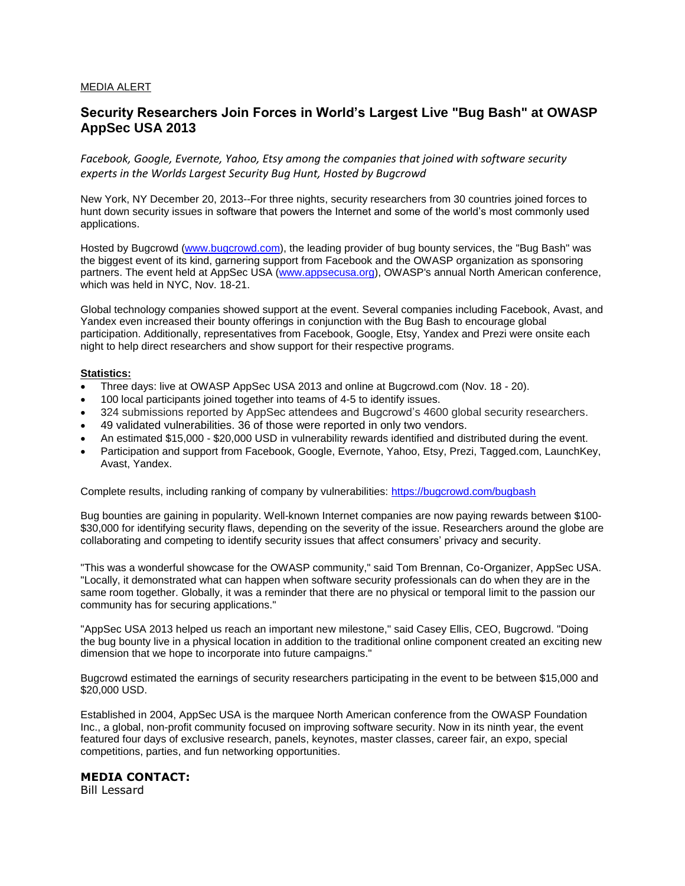MEDIA ALERT

# Security Researchers Join Forces in World's Largest Live "Bug Bash" at OWASP AppSec USA 2013

*Facebook, Google, Evernote, Yahoo, Etsy among the companies that joined with software security experts in the Worlds Largest Security Bug Hunt, Hosted by Bugcrowd*

New York, NY December 20, 2013--For three nights, security researchers from 30 countries joined forces to hunt down security issues in software that powers the Internet and some of the world's most commonly used applications.

Hosted by Bugcrowd (www.bugcrowd.com), the leading provider of bug bounty services, the "Bug Bash" was the biggest event of its kind, garnering support from Facebook and the OWASP organization as sponsoring partners. The event held at AppSec USA (www.appsecusa.org), OWASP's annual North American conference, which was held in NYC, Nov. 18-21.

Global technology companies showed support at the event. Several companies including Facebook, Avast, and Yandex even increased their bounty offerings in conjunction with the Bug Bash to encourage global participation. Additionally, representatives from Facebook, Google, Etsy, Yandex and Prezi were onsite each night to help direct researchers and show support for their respective programs.

**Statistics:**

- Three days: live at OWASP AppSec USA 2013 and online at Bugcrowd.com (Nov. 18 - 20).
- 100 local participants joined together into teams of 4-5 to identify issues.
- 324 submissions reported by AppSec attendees and Bugcrowd's 4600 global security researchers.
- 49 validated vulnerabilities. 36 of those were reported in only two vendors.
- An estimated $15,000 - $20,000 USD in vulnerability rewards identified and distributed during the event.
- Participation and support from Facebook, Google, Evernote, Yahoo, Etsy, Prezi, Tagged.com, LaunchKey, Avast, Yandex.

Complete results, including ranking of company by vulnerabilities: https://bugcrowd.com/bugbash

Bug bounties are gaining in popularity. Well-known Internet companies are now paying rewards between $100-$30,000 for identifying security flaws, depending on the severity of the issue. Researchers around the globe are collaborating and competing to identify security issues that affect consumers' privacy and security.

"This was a wonderful showcase for the OWASP community," said Tom Brennan, Co-Organizer, AppSec USA. "Locally, it demonstrated what can happen when software security professionals can do when they are in the same room together. Globally, it was a reminder that there are no physical or temporal limit to the passion our community has for securing applications."

"AppSec USA 2013 helped us reach an important new milestone," said Casey Ellis, CEO, Bugcrowd. "Doing the bug bounty live in a physical location in addition to the traditional online component created an exciting new dimension that we hope to incorporate into future campaigns."

Bugcrowd estimated the earnings of security researchers participating in the event to be between $15,000 and $20,000 USD.

Established in 2004, AppSec USA is the marquee North American conference from the OWASP Foundation Inc., a global, non-profit community focused on improving software security. Now in its ninth year, the event featured four days of exclusive research, panels, keynotes, master classes, career fair, an expo, special competitions, parties, and fun networking opportunities.

**MEDIA CONTACT:**
Bill Lessard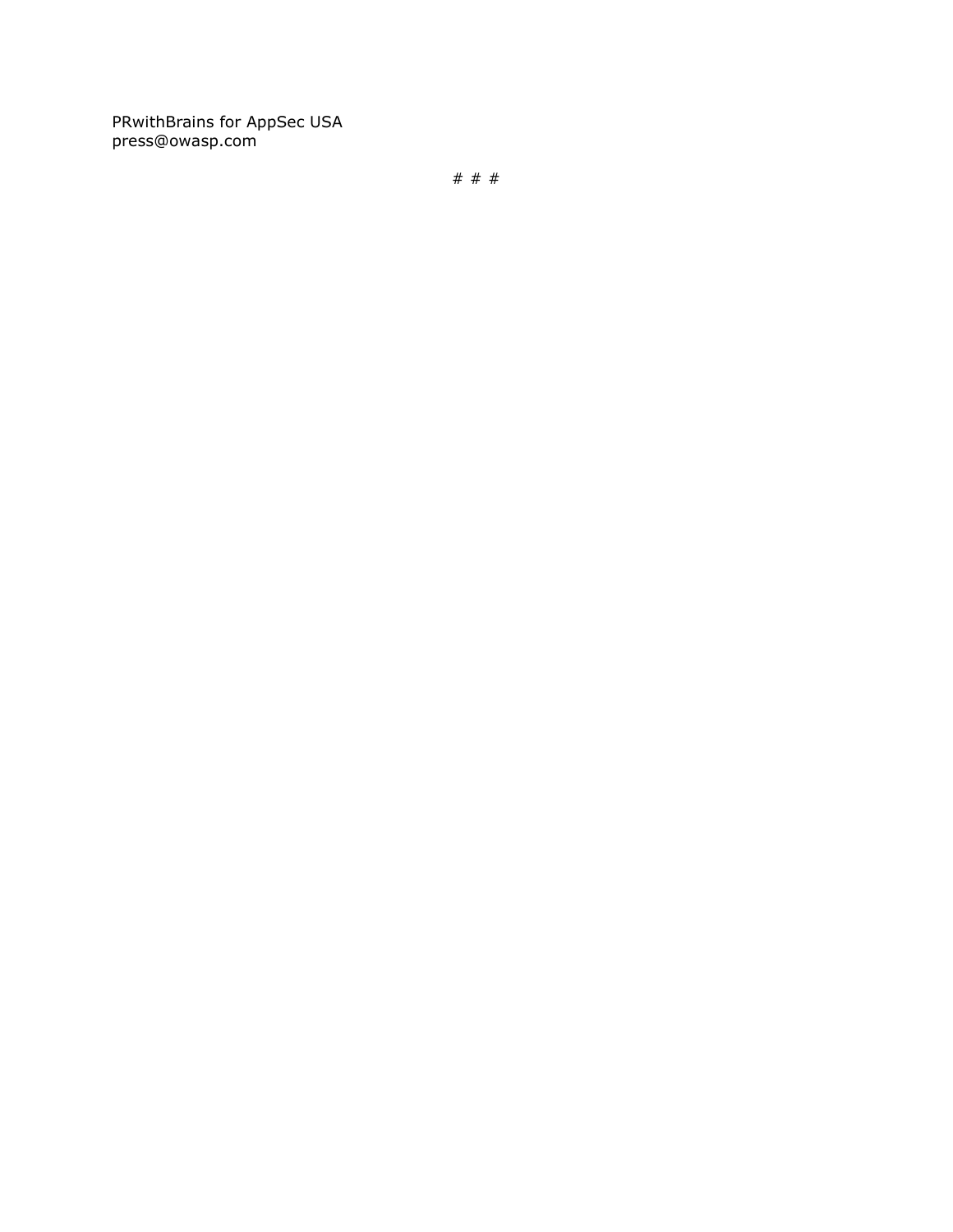PRwithBrains for AppSec USA
press@owasp.com

# # #